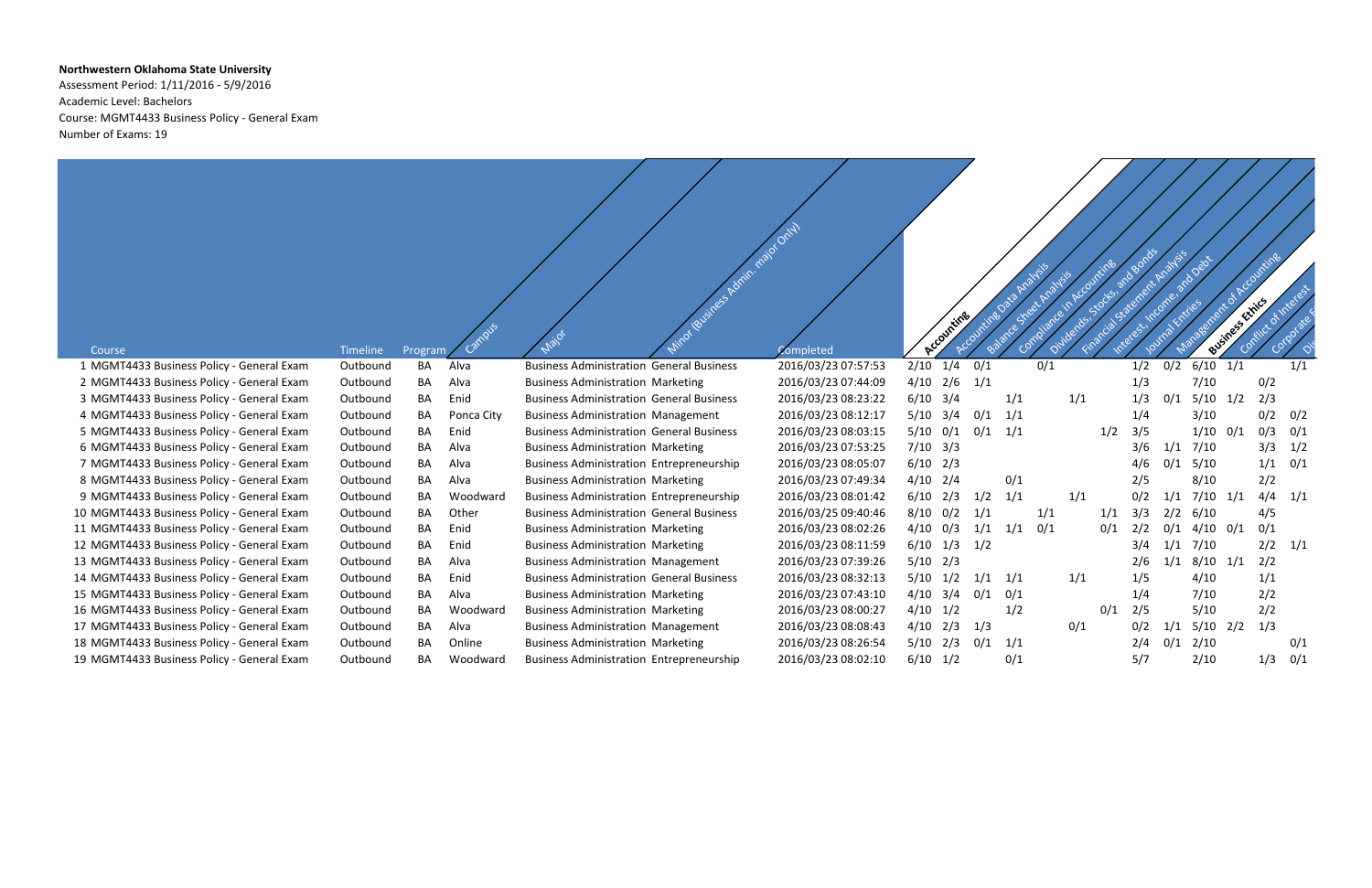**Northwestern Oklahoma State University**

Assessment Period: 1/11/2016 - 5/9/2016

Academic Level: Bachelors

Course: MGMT4433 Business Policy - General Exam

Number of Exams: 19

| Course | Timeline | Program | Campus | Major | Minor (Business Admin. major Only) | Completed | **Accounting** | Accounting Data Analysis | Balance Sheet Analysis | Compliance in Accounting | Dividends, Stocks, and Bonds | Financial Statement Analysis | Interest, Income, and Debt | Journal Entries | Management of Accounting | **Business Ethics** | Conflict of Interest | Corporate F | Di |
|---|---|---|---|---|---|---|---|---|---|---|---|---|---|---|---|---|---|---|---|
| 1 MGMT4433 Business Policy - General Exam | Outbound | BA | Alva | Business Administration | General Business | 2016/03/23 07:57:53 | 2/10 | 1/4 | 0/1 | | 0/1 | | | 1/2 | 0/2 | 6/10 | 1/1 | | 1/1 |
| 2 MGMT4433 Business Policy - General Exam | Outbound | BA | Alva | Business Administration | Marketing | 2016/03/23 07:44:09 | 4/10 | 2/6 | 1/1 | | | | | 1/3 | | 7/10 | | 0/2 | |
| 3 MGMT4433 Business Policy - General Exam | Outbound | BA | Enid | Business Administration | General Business | 2016/03/23 08:23:22 | 6/10 | 3/4 | | 1/1 | | 1/1 | | 1/3 | 0/1 | 5/10 | 1/2 | 2/3 | |
| 4 MGMT4433 Business Policy - General Exam | Outbound | BA | Ponca City | Business Administration | Management | 2016/03/23 08:12:17 | 5/10 | 3/4 | 0/1 | 1/1 | | | | 1/4 | | 3/10 | | 0/2 | 0/2 |
| 5 MGMT4433 Business Policy - General Exam | Outbound | BA | Enid | Business Administration | General Business | 2016/03/23 08:03:15 | 5/10 | 0/1 | 0/1 | 1/1 | | | 1/2 | 3/5 | | 1/10 | 0/1 | 0/3 | 0/1 |
| 6 MGMT4433 Business Policy - General Exam | Outbound | BA | Alva | Business Administration | Marketing | 2016/03/23 07:53:25 | 7/10 | 3/3 | | | | | | 3/6 | 1/1 | 7/10 | | 3/3 | 1/2 |
| 7 MGMT4433 Business Policy - General Exam | Outbound | BA | Alva | Business Administration | Entrepreneurship | 2016/03/23 08:05:07 | 6/10 | 2/3 | | | | | | 4/6 | 0/1 | 5/10 | | 1/1 | 0/1 |
| 8 MGMT4433 Business Policy - General Exam | Outbound | BA | Alva | Business Administration | Marketing | 2016/03/23 07:49:34 | 4/10 | 2/4 | | 0/1 | | | | 2/5 | | 8/10 | | 2/2 | |
| 9 MGMT4433 Business Policy - General Exam | Outbound | BA | Woodward | Business Administration | Entrepreneurship | 2016/03/23 08:01:42 | 6/10 | 2/3 | 1/2 | 1/1 | | 1/1 | | 0/2 | 1/1 | 7/10 | 1/1 | 4/4 | 1/1 |
| 10 MGMT4433 Business Policy - General Exam | Outbound | BA | Other | Business Administration | General Business | 2016/03/25 09:40:46 | 8/10 | 0/2 | 1/1 | | 1/1 | | 1/1 | 3/3 | 2/2 | 6/10 | | 4/5 | |
| 11 MGMT4433 Business Policy - General Exam | Outbound | BA | Enid | Business Administration | Marketing | 2016/03/23 08:02:26 | 4/10 | 0/3 | 1/1 | 1/1 | 0/1 | | 0/1 | 2/2 | 0/1 | 4/10 | 0/1 | 0/1 | |
| 12 MGMT4433 Business Policy - General Exam | Outbound | BA | Enid | Business Administration | Marketing | 2016/03/23 08:11:59 | 6/10 | 1/3 | 1/2 | | | | | 3/4 | 1/1 | 7/10 | | 2/2 | 1/1 |
| 13 MGMT4433 Business Policy - General Exam | Outbound | BA | Alva | Business Administration | Management | 2016/03/23 07:39:26 | 5/10 | 2/3 | | | | | | 2/6 | 1/1 | 8/10 | 1/1 | 2/2 | |
| 14 MGMT4433 Business Policy - General Exam | Outbound | BA | Enid | Business Administration | General Business | 2016/03/23 08:32:13 | 5/10 | 1/2 | 1/1 | 1/1 | | 1/1 | | 1/5 | | 4/10 | | 1/1 | |
| 15 MGMT4433 Business Policy - General Exam | Outbound | BA | Alva | Business Administration | Marketing | 2016/03/23 07:43:10 | 4/10 | 3/4 | 0/1 | 0/1 | | | | 1/4 | | 7/10 | | 2/2 | |
| 16 MGMT4433 Business Policy - General Exam | Outbound | BA | Woodward | Business Administration | Marketing | 2016/03/23 08:00:27 | 4/10 | 1/2 | | 1/2 | | | 0/1 | 2/5 | | 5/10 | | 2/2 | |
| 17 MGMT4433 Business Policy - General Exam | Outbound | BA | Alva | Business Administration | Management | 2016/03/23 08:08:43 | 4/10 | 2/3 | 1/3 | | | 0/1 | | 0/2 | 1/1 | 5/10 | 2/2 | 1/3 | |
| 18 MGMT4433 Business Policy - General Exam | Outbound | BA | Online | Business Administration | Marketing | 2016/03/23 08:26:54 | 5/10 | 2/3 | 0/1 | 1/1 | | | | 2/4 | 0/1 | 2/10 | | | 0/1 |
| 19 MGMT4433 Business Policy - General Exam | Outbound | BA | Woodward | Business Administration | Entrepreneurship | 2016/03/23 08:02:10 | 6/10 | 1/2 | | 0/1 | | | | 5/7 | | 2/10 | | 1/3 | 0/1 |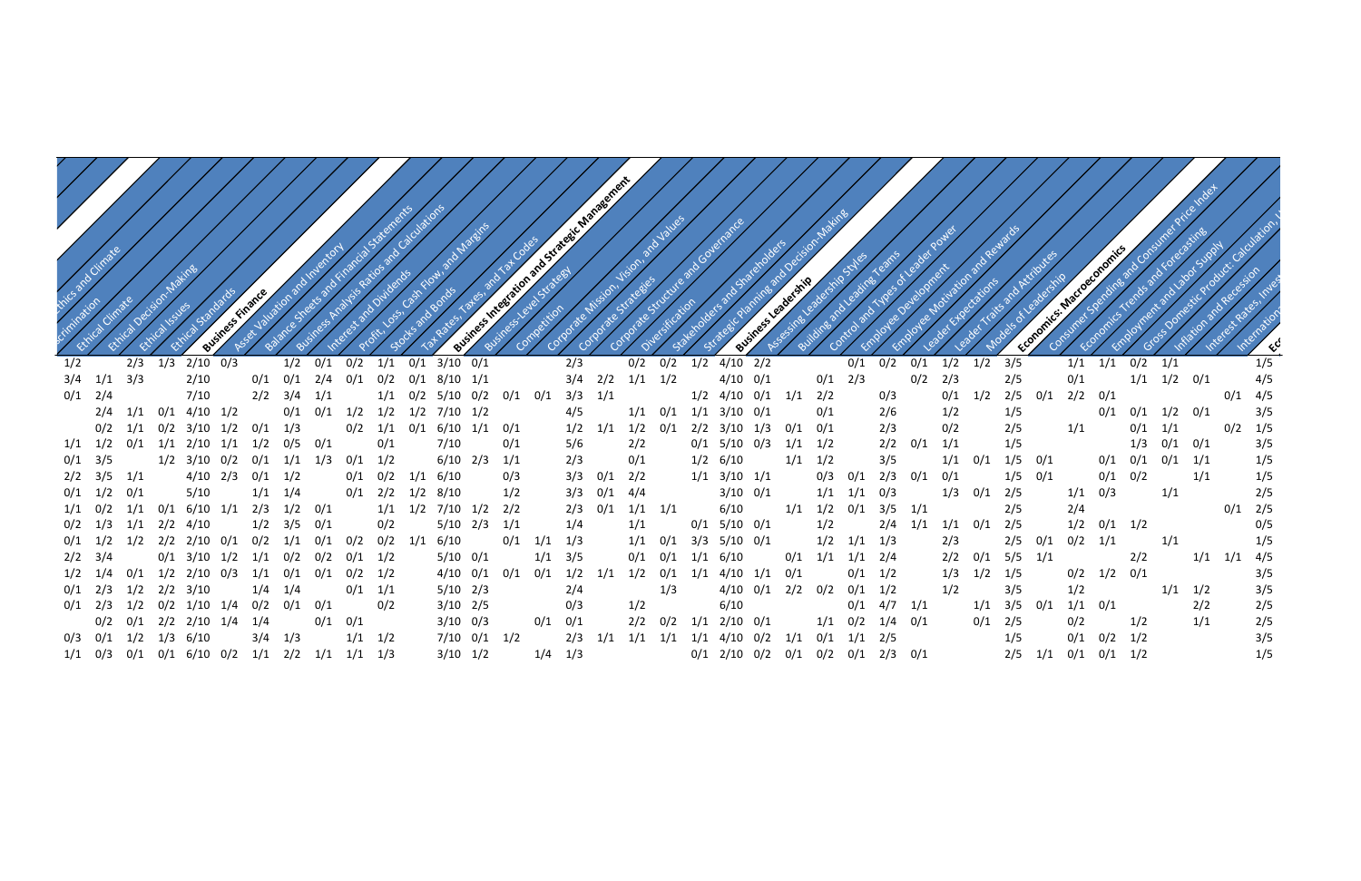| hics and Climate | crimination | Ethical Climate | Ethical Decision-Making | Ethical Issues | Ethical Standards | **Business Finance** | Asset Valuation and Inventory | Balance Sheets and Financial Statements | Business Analysis Ratios and Calculations | Interest and Dividends | Profit, Loss, Cash Flow, and Margins | Stocks and Bonds | Tax Rates, Taxes, and Tax Codes | **Business Integration and Strategic Management** | Business-Level Strategy | Competition | Corporate Mission, Vision, and Values | Corporate Strategies | Corporate Structure and Governance | Diversification | Stakeholders and Shareholders | Strategic Planning and Decision-Making | **Business Leadership** | Assessing Leadership Styles | Building and Leading Teams | Control and Types of Leader Power | Employee Development | Employee Motivation and Rewards | Leader Expectations | Leader Traits and Attributes | Models of Leadership | **Economics: Macroeconomics** | Consumer Spending and Consumer Price Index | Economics Trends and Forecasting | Employment and Labor Supply | Gross Domestic Product: Calculation, | Inflation and Recession | Interest Rates, Inves | Internation | Ec |
|---|---|---|---|---|---|---|---|---|---|---|---|---|---|---|---|---|---|---|---|---|---|---|---|---|---|---|---|---|---|---|---|---|---|---|---|---|---|---|---|---|
| 1/2 | | | | 2/3 | 1/3 | 2/10 | 0/3 | | 1/2 | 0/1 | 0/2 | 1/1 | 0/1 | 3/10 | 0/1 | | | 2/3 | | 0/2 | 0/2 | 1/2 | 4/10 | 2/2 | | | 0/1 | 0/2 | 0/1 | 1/2 | 1/2 | 3/5 | | 1/1 | 1/1 | 0/2 | 1/1 | | | 1/5 |
| 3/4 | 1/1 | 3/3 | | | | 2/10 | | 0/1 | 0/1 | 2/4 | 0/1 | 0/2 | 0/1 | 8/10 | 1/1 | | | 3/4 | 2/2 | 1/1 | 1/2 | | 4/10 | 0/1 | | 0/1 | 2/3 | | | 0/2 | 2/3 | 2/5 | | 0/1 | | 1/1 | 1/2 | 0/1 | | 4/5 |
| 0/1 | 2/4 | | | | | 7/10 | | 2/2 | 3/4 | 1/1 | | 1/1 | 0/2 | 5/10 | 0/2 | 0/1 | 0/1 | 3/3 | 1/1 | | | 1/2 | 4/10 | 0/1 | 1/1 | 2/2 | | 0/3 | | 0/1 | 1/2 | 2/5 | 0/1 | 2/2 | 0/1 | | | | 0/1 | 4/5 |
| | 2/4 | 1/1 | | | 0/1 | 4/10 | 1/2 | | 0/1 | 0/1 | 1/2 | 1/2 | 1/2 | 7/10 | 1/2 | | | 4/5 | | 1/1 | 0/1 | 1/1 | 3/10 | 0/1 | | 0/1 | | 2/6 | | 1/2 | | 1/5 | | | 0/1 | 0/1 | 1/2 | 0/1 | | 3/5 |
| | 0/2 | 1/1 | | | 0/2 | 3/10 | 1/2 | 0/1 | 1/3 | | 0/2 | 1/1 | 0/1 | 6/10 | 1/1 | 0/1 | | 1/2 | 1/1 | 1/2 | 0/1 | 2/2 | 3/10 | 1/3 | 0/1 | 0/1 | | 2/3 | | 0/2 | | 2/5 | | 1/1 | | 0/1 | 1/1 | | 0/2 | 1/5 |
| 1/1 | 1/2 | 0/1 | | | 1/1 | 2/10 | 1/1 | 1/2 | 0/5 | 0/1 | | 0/1 | | 7/10 | | 0/1 | | 5/6 | | 2/2 | | 0/1 | 5/10 | 0/3 | 1/1 | 1/2 | | 2/2 | 0/1 | 1/1 | | 1/5 | | | | 1/3 | 0/1 | 0/1 | | 3/5 |
| 0/1 | 3/5 | | | | 1/2 | 3/10 | 0/2 | 0/1 | 1/1 | 1/3 | 0/1 | 1/2 | | 6/10 | 2/3 | 1/1 | | 2/3 | | 0/1 | | 1/2 | 6/10 | | 1/1 | 1/2 | | 3/5 | | 1/1 | 0/1 | 1/5 | 0/1 | | 0/1 | 0/1 | 1/1 | | | 1/5 |
| 2/2 | 3/5 | 1/1 | | | | 4/10 | 2/3 | 0/1 | 1/2 | | 0/1 | 0/2 | 1/1 | 6/10 | | 0/3 | | 3/3 | 0/1 | 2/2 | | 1/1 | 3/10 | 1/1 | | 0/3 | 0/1 | 2/3 | 0/1 | 0/1 | | 1/5 | 0/1 | | 0/1 | 0/2 | | 1/1 | | 1/5 |
| 0/1 | 1/2 | 0/1 | | | | 5/10 | | 1/1 | 1/4 | | 0/1 | 2/2 | 1/2 | 8/10 | | | 1/2 | 3/3 | 0/1 | 4/4 | | | 3/10 | 0/1 | | 1/1 | 1/1 | 0/3 | | 1/3 | 0/1 | 2/5 | | 1/1 | 0/3 | | 1/1 | | | 2/5 |
| 1/1 | 0/2 | 1/1 | | | 0/1 | 6/10 | 1/1 | 2/3 | 1/2 | 0/1 | | 1/1 | 1/2 | 7/10 | 1/2 | 2/2 | | 2/3 | 0/1 | 1/1 | 1/1 | | 6/10 | | 1/1 | 1/2 | 0/1 | 3/5 | 1/1 | | | 2/5 | | 2/4 | | | | | 0/1 | 2/5 |
| 0/2 | 1/3 | 1/1 | | | 2/2 | 4/10 | | 1/2 | 3/5 | 0/1 | | 0/2 | | 5/10 | 2/3 | 1/1 | | 1/4 | | 1/1 | | 0/1 | 5/10 | 0/1 | | 1/2 | | 2/4 | 1/1 | 1/1 | 0/1 | 2/5 | | 1/2 | 0/1 | 1/2 | | | | 0/5 |
| 0/1 | 1/2 | 1/2 | | | 2/2 | 2/10 | 0/1 | 0/2 | 1/1 | 0/1 | 0/2 | 0/2 | 1/1 | 6/10 | | 0/1 | 1/1 | 1/3 | | 1/1 | 0/1 | 3/3 | 5/10 | 0/1 | | 1/2 | 1/1 | 1/3 | | 2/3 | | 2/5 | 0/1 | 0/2 | 1/1 | | 1/1 | | | 1/5 |
| 2/2 | 3/4 | | | | 0/1 | 3/10 | 1/2 | 1/1 | 0/2 | 0/2 | 0/1 | 1/2 | | 5/10 | 0/1 | | 1/1 | 3/5 | | 0/1 | 0/1 | 1/1 | 6/10 | | 0/1 | 1/1 | 1/1 | 2/4 | | 2/2 | 0/1 | 5/5 | 1/1 | | | 2/2 | | 1/1 | 1/1 | 4/5 |
| 1/2 | 1/4 | | | 0/1 | 1/2 | 2/10 | 0/3 | 1/1 | 0/1 | 0/1 | 0/2 | 1/2 | | 4/10 | 0/1 | 0/1 | 0/1 | 1/2 | 1/1 | 1/2 | 0/1 | 1/1 | 4/10 | 1/1 | 0/1 | | 0/1 | 1/2 | | 1/3 | 1/2 | 1/5 | | 0/2 | 1/2 | 0/1 | | | | 3/5 |
| 0/1 | 2/3 | 1/2 | | | 2/2 | 3/10 | | 1/4 | 1/4 | | | 0/1 | 1/1 | 5/10 | 2/3 | | | 2/4 | | | 1/3 | | 4/10 | 0/1 | 2/2 | 0/2 | 0/1 | 1/2 | | 1/2 | | 3/5 | 1/2 | | | | 1/1 | 1/2 | | 3/5 |
| 0/1 | 2/3 | 1/2 | | | 0/2 | 1/10 | 1/4 | 0/2 | 0/1 | | 0/2 | | | 3/10 | 2/5 | | | 0/3 | | 1/2 | | | 6/10 | | | | 0/1 | 4/7 | 1/1 | | 1/1 | 3/5 | 0/1 | 1/1 | 0/1 | | | 2/2 | | 2/5 |
| | 0/2 | 0/1 | | | 2/2 | 2/10 | 1/4 | 1/4 | | 0/1 | 0/1 | | | 3/10 | 0/3 | | 0/1 | 0/1 | | 2/2 | 0/2 | 1/1 | 2/10 | 0/1 | | 1/1 | 0/2 | 1/4 | 0/1 | | 0/1 | 2/5 | | 0/2 | | | 1/2 | 1/1 | | 2/5 |
| 0/3 | 0/1 | 1/2 | | | 1/3 | 6/10 | 3/4 | 1/3 | | 1/1 | 1/2 | | | 7/10 | 0/1 | 1/2 | | 2/3 | 1/1 | 1/1 | 1/1 | 1/1 | 4/10 | 0/2 | 1/1 | 0/1 | 1/1 | 2/5 | | | | 1/5 | | 0/1 | 0/2 | 1/2 | | | | 3/5 |
| 1/1 | 0/3 | 0/1 | | | 0/1 | 6/10 | 0/2 | 1/1 | 2/2 | 1/1 | 1/1 | 1/3 | | 3/10 | 1/2 | | 1/4 | 1/3 | | | | 0/1 | 2/10 | 0/2 | 0/1 | 0/2 | 0/1 | 2/3 | 0/1 | | | 2/5 | 1/1 | 0/1 | 0/1 | 1/2 | | | | 1/5 |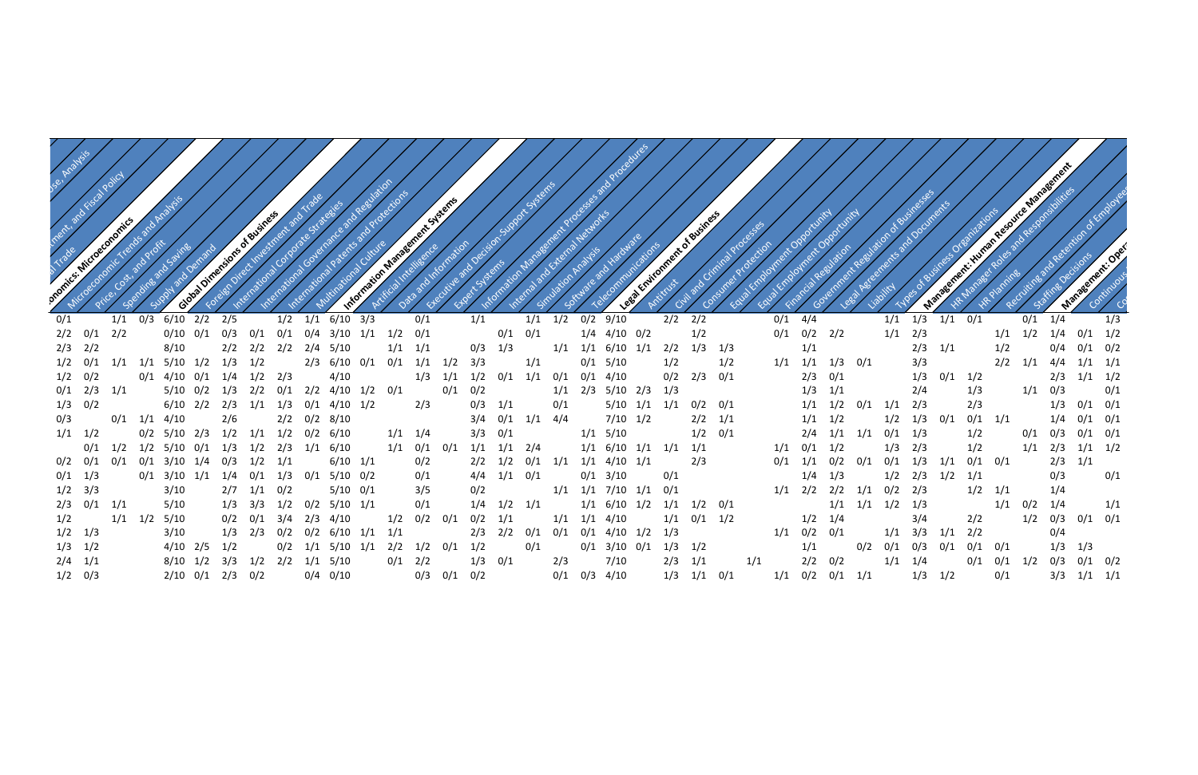| ...se, Analysis | ...ment, and Fiscal Policy | ...l Trade | **...onomics: Microeconomics** | Microeconomic Trends and Analysis | Price, Cost, and Profit | Spending and Saving | Supply and Demand | **Global Dimensions of Business** | Foreign Direct Investment and Trade | International Corporate Strategies | International Governance and Regulation | International Patents and Protections | Multinational Culture | **Information Management Systems** | Artificial Intelligence | Data and Information | Executive and Decision Support Systems | Expert Systems | Information Management Processes and Procedures | Internal and External Networks | Simulation Analysis | Software and Hardware | Telecommunications | **Legal Environment of Business** | Antitrust | Civil and Criminal Processes | Consumer Protection | Equal Employment Opportunity | Equal Employment Opportunity | Financial Regulation | Government Regulation of Businesses | Legal Agreements and Documents | Liability | Types of Business Organizations | **Management: Human Resource Management** | HR Manager Roles and Responsibilities | HR Planning | Recruiting and Retention of Employees | Staffing Decisions | **Management: Ope...** | Continuous... | C... |
|---|---|---|---|---|---|---|---|---|---|---|---|---|---|---|---|---|---|---|---|---|---|---|---|---|---|---|---|---|---|---|---|---|---|---|---|---|---|---|---|---|---|---|
| | | | 0/1 | | | 1/1 | 0/3 | 6/10 | 2/2 | 2/5 | | 1/2 | 1/1 | 6/10 | 3/3 | | 0/1 | | 1/1 | | 1/1 | 1/2 | 0/2 | 9/10 | | 2/2 | 2/2 | | | 0/1 | 4/4 | | | 1/1 | 1/3 | 1/1 | 0/1 | | 0/1 | 1/4 | | 1/3 |
| | | | 2/2 | 0/1 | 2/2 | | | 0/10 | 0/1 | 0/3 | 0/1 | 0/1 | 0/4 | 3/10 | 1/1 | 1/2 | 0/1 | | | 0/1 | 0/1 | | 1/4 | 4/10 | 0/2 | | 1/2 | | | 0/1 | 0/2 | 2/2 | | 1/1 | 2/3 | | | 1/1 | 1/2 | 1/4 | 0/1 | 1/2 |
| | | | 2/3 | 2/2 | | | | 8/10 | | 2/2 | 2/2 | 2/2 | 2/4 | 5/10 | | 1/1 | 1/1 | | 0/3 | 1/3 | | 1/1 | 1/1 | 6/10 | 1/1 | 2/2 | 1/3 | 1/3 | | | 1/1 | | | | 2/3 | 1/1 | | 1/2 | | 0/4 | 0/1 | 0/2 |
| | | | 1/2 | 0/1 | | 1/1 | 1/1 | 5/10 | 1/2 | 1/3 | 1/2 | | 2/3 | 6/10 | 0/1 | 0/1 | 1/1 | 1/2 | 3/3 | | 1/1 | | 0/1 | 5/10 | | 1/2 | | 1/2 | | 1/1 | 1/1 | 1/3 | 0/1 | | 3/3 | | | 2/2 | 1/1 | 4/4 | 1/1 | 1/1 |
| | | | 1/2 | 0/2 | | | 0/1 | 4/10 | 0/1 | 1/4 | 1/2 | 2/3 | | 4/10 | | | 1/3 | 1/1 | 1/2 | 0/1 | 1/1 | 0/1 | 0/1 | 4/10 | | 0/2 | 2/3 | 0/1 | | | 2/3 | 0/1 | | | 1/3 | 0/1 | 1/2 | | | 2/3 | 1/1 | 1/2 |
| | | | 0/1 | 2/3 | | 1/1 | | 5/10 | 0/2 | 1/3 | 2/2 | 0/1 | 2/2 | 4/10 | 1/2 | 0/1 | | 0/1 | 0/2 | | | 1/1 | 2/3 | 5/10 | 2/3 | 1/3 | | | | | 1/3 | 1/1 | | | 2/4 | | 1/3 | | 1/1 | 0/3 | | 0/1 |
| | | | 1/3 | 0/2 | | | | 6/10 | 2/2 | 2/3 | 1/1 | 1/3 | 0/1 | 4/10 | 1/2 | | 2/3 | | 0/3 | 1/1 | | 0/1 | | 5/10 | 1/1 | 1/1 | 0/2 | 0/1 | | | 1/1 | 1/2 | 0/1 | 1/1 | 2/3 | | 2/3 | | | 1/3 | 0/1 | 0/1 |
| | | | 0/3 | | | 0/1 | 1/1 | 4/10 | | 2/6 | | 2/2 | 0/2 | 8/10 | | | | | 3/4 | 0/1 | 1/1 | 4/4 | | 7/10 | 1/2 | | 2/2 | 1/1 | | | 1/1 | 1/2 | | 1/2 | 1/3 | 0/1 | 0/1 | 1/1 | | 1/4 | 0/1 | 0/1 |
| | | | 1/1 | 1/2 | | | 0/2 | 5/10 | 2/3 | 1/2 | 1/1 | 1/2 | 0/2 | 6/10 | | 1/1 | 1/4 | | 3/3 | 0/1 | | | 1/1 | 5/10 | | | 1/2 | 0/1 | | | 2/4 | 1/1 | 1/1 | 0/1 | 1/3 | | 1/2 | | 0/1 | 0/3 | 0/1 | 0/1 |
| | | | | 0/1 | | 1/2 | 1/2 | 5/10 | 0/1 | 1/3 | 1/2 | 2/3 | 1/1 | 6/10 | | 1/1 | 0/1 | 0/1 | 1/1 | 1/1 | 2/4 | | 1/1 | 6/10 | 1/1 | 1/1 | 1/1 | | | 1/1 | 0/1 | 1/2 | | 1/2 | 2/3 | | 1/2 | | 1/1 | 2/3 | 1/1 | 1/2 |
| | | | 0/2 | 0/1 | | 0/1 | 0/1 | 3/10 | 1/4 | 0/3 | 1/2 | 1/1 | | 6/10 | 1/1 | | 0/2 | | 2/2 | 1/2 | 0/1 | 1/1 | 1/1 | 4/10 | 1/1 | | 2/3 | | | 0/1 | 1/1 | 0/2 | 0/1 | 0/1 | 1/3 | 1/1 | 0/1 | 0/1 | | 2/3 | 1/1 | |
| | | | 0/1 | 1/3 | | | 0/1 | 3/10 | 1/1 | 1/4 | 0/1 | 1/3 | 0/1 | 5/10 | 0/2 | | 0/1 | | 4/4 | 1/1 | 0/1 | | 0/1 | 3/10 | | 0/1 | | | | | 1/4 | 1/3 | | 1/2 | 2/3 | 1/2 | 1/1 | | | 0/3 | | 0/1 |
| | | | 1/2 | 3/4 | | | | 3/10 | | 2/7 | 1/1 | 0/2 | | 5/10 | 0/1 | | 3/5 | | 0/2 | | | 1/1 | 1/1 | 7/10 | 1/1 | 0/1 | | | | 1/1 | 2/2 | 2/2 | 1/1 | 0/2 | 2/3 | | 1/2 | 1/1 | | 1/4 | | |
| | | | 2/3 | 0/1 | | 1/1 | | 5/10 | | 1/3 | 3/3 | 1/2 | 0/2 | 5/10 | 1/1 | | 0/1 | | 1/4 | 1/2 | 1/1 | | 1/1 | 6/10 | 1/2 | 1/1 | 1/2 | 0/1 | | | 1/1 | 1/1 | 1/2 | 1/3 | | | | 1/1 | 0/2 | 1/4 | | 1/1 |
| | | | 1/2 | | | 1/1 | 1/2 | 5/10 | | 0/2 | 0/1 | 3/4 | 2/3 | 4/10 | | 1/2 | 0/2 | 0/1 | 0/2 | 1/1 | | 1/1 | 1/1 | 4/10 | | 1/1 | 0/1 | 1/2 | | | 1/2 | 1/4 | | | 3/4 | | 2/2 | | 1/2 | 0/3 | 0/1 | 0/1 |
| | | | 1/2 | 1/3 | | | | 3/10 | | 1/3 | 2/3 | 0/2 | 0/2 | 6/10 | 1/1 | 1/1 | | | 2/3 | 2/2 | 0/1 | 0/1 | 0/1 | 4/10 | 1/2 | 1/3 | | | | 1/1 | 0/2 | 0/1 | | 1/1 | 3/3 | 1/1 | 2/2 | | | 0/4 | | |
| | | | 1/3 | 1/2 | | | | 4/10 | 2/5 | 1/2 | | 0/2 | 1/1 | 5/10 | 1/1 | 2/2 | 1/2 | 0/1 | 1/2 | | 0/1 | | 0/1 | 3/10 | 0/1 | 1/3 | 1/2 | | | | 1/1 | | 0/2 | 0/1 | 0/3 | 0/1 | 0/1 | 0/1 | | 1/3 | 1/3 | |
| | | | 2/4 | 1/1 | | | | 8/10 | 1/2 | 3/3 | 1/2 | 2/2 | 1/1 | 5/10 | | 0/1 | 2/2 | | 1/3 | 0/1 | | 2/3 | | 7/10 | | 2/3 | 1/1 | | 1/1 | | 2/2 | 0/2 | | 1/1 | 1/4 | | 0/1 | 0/1 | 1/2 | 0/3 | 0/1 | 0/2 |
| | | | 1/2 | 0/3 | | | | 2/10 | 0/1 | 2/3 | 0/2 | | 0/4 | 0/10 | | | 0/3 | 0/1 | 0/2 | | | 0/1 | 0/3 | 4/10 | | 1/3 | 1/1 | 0/1 | | 1/1 | 0/2 | 0/1 | 1/1 | | 1/3 | 1/2 | | 0/1 | | 3/3 | 1/1 | 1/1 |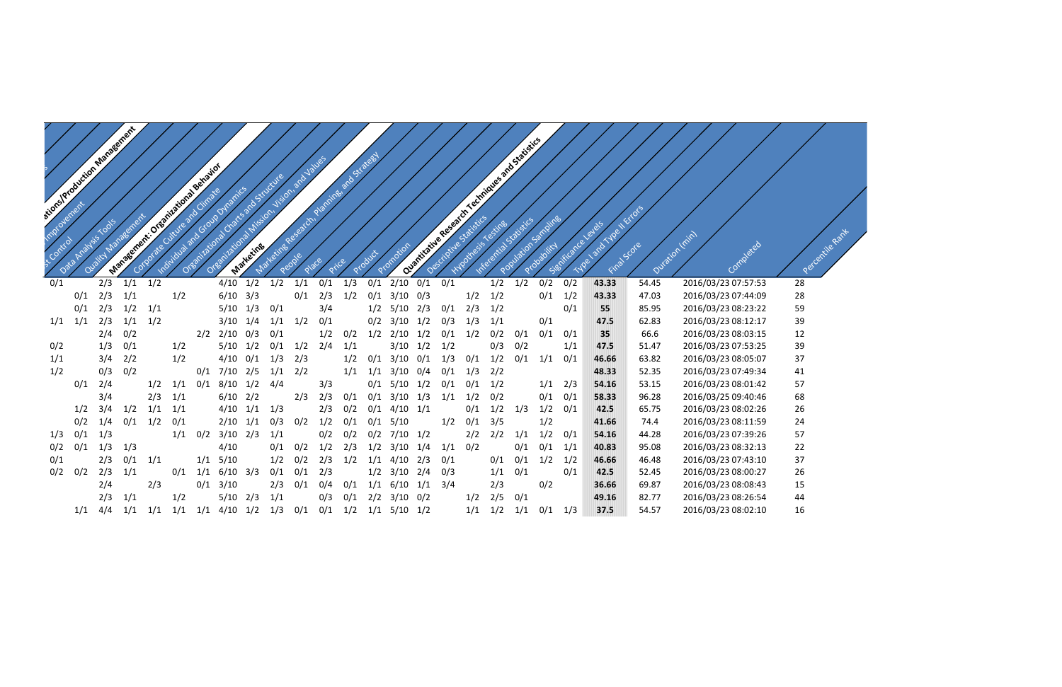| Data Analysis Tools | Quality Management | Management: Organizational Behavior | Corporate Culture and Climate | Individual and Group Dynamics | Organizational Charts and Structure | Organizational Mission, Vision, and Values | Marketing | Marketing Research, Planning, and Strategy | People | Place | Price | Product | Promotion | Quantitative Research Techniques and Statistics | Descriptive Statistics | Hypothesis Testing | Inferential Statistics | Population Sampling | Probability | Significance Levels | Type I and Type II Errors | Final Score | Duration (min) | Completed | Percentile Rank |
|---|---|---|---|---|---|---|---|---|---|---|---|---|---|---|---|---|---|---|---|---|---|---|---|---|---|
| 0/1 | | 2/3 | 1/1 | 1/2 | | | 4/10 | 1/2 | 1/2 | 1/1 | 0/1 | 1/3 | 0/1 | 2/10 | 0/1 | 0/1 | | 1/2 | 1/2 | 0/2 | 0/2 | **43.33** | 54.45 | 2016/03/23 07:57:53 | 28 |
| | 0/1 | 2/3 | 1/1 | | 1/2 | | 6/10 | 3/3 | | 0/1 | 2/3 | 1/2 | 0/1 | 3/10 | 0/3 | | 1/2 | 1/2 | | 0/1 | 1/2 | **43.33** | 47.03 | 2016/03/23 07:44:09 | 28 |
| | 0/1 | 2/3 | 1/2 | 1/1 | | | 5/10 | 1/3 | 0/1 | | 3/4 | | 1/2 | 5/10 | 2/3 | 0/1 | 2/3 | 1/2 | | | 0/1 | **55** | 85.95 | 2016/03/23 08:23:22 | 59 |
| 1/1 | 1/1 | 2/3 | 1/1 | 1/2 | | | 3/10 | 1/4 | 1/1 | 1/2 | 0/1 | | 0/2 | 3/10 | 1/2 | 0/3 | 1/3 | 1/1 | | 0/1 | | **47.5** | 62.83 | 2016/03/23 08:12:17 | 39 |
| | | 2/4 | 0/2 | | | 2/2 | 2/10 | 0/3 | 0/1 | | 1/2 | 0/2 | 1/2 | 2/10 | 1/2 | 0/1 | 1/2 | 0/2 | 0/1 | 0/1 | 0/1 | **35** | 66.6 | 2016/03/23 08:03:15 | 12 |
| 0/2 | | 1/3 | 0/1 | | 1/2 | | 5/10 | 1/2 | 0/1 | 1/2 | 2/4 | 1/1 | | 3/10 | 1/2 | 1/2 | | 0/3 | 0/2 | | 1/1 | **47.5** | 51.47 | 2016/03/23 07:53:25 | 39 |
| 1/1 | | 3/4 | 2/2 | | 1/2 | | 4/10 | 0/1 | 1/3 | 2/3 | | 1/2 | 0/1 | 3/10 | 0/1 | 1/3 | 0/1 | 1/2 | 0/1 | 1/1 | 0/1 | **46.66** | 63.82 | 2016/03/23 08:05:07 | 37 |
| 1/2 | | 0/3 | 0/2 | | | 0/1 | 7/10 | 2/5 | 1/1 | 2/2 | | 1/1 | 1/1 | 3/10 | 0/4 | 0/1 | 1/3 | 2/2 | | | | **48.33** | 52.35 | 2016/03/23 07:49:34 | 41 |
| | 0/1 | 2/4 | | 1/2 | 1/1 | 0/1 | 8/10 | 1/2 | 4/4 | | 3/3 | | 0/1 | 5/10 | 1/2 | 0/1 | 0/1 | 1/2 | | 1/1 | 2/3 | **54.16** | 53.15 | 2016/03/23 08:01:42 | 57 |
| | | 3/4 | | 2/3 | 1/1 | | 6/10 | 2/2 | | 2/3 | 2/3 | 0/1 | 0/1 | 3/10 | 1/3 | 1/1 | 1/2 | 0/2 | | 0/1 | 0/1 | **58.33** | 96.28 | 2016/03/25 09:40:46 | 68 |
| | 1/2 | 3/4 | 1/2 | 1/1 | 1/1 | | 4/10 | 1/1 | 1/3 | | 2/3 | 0/2 | 0/1 | 4/10 | 1/1 | | 0/1 | 1/2 | 1/3 | 1/2 | 0/1 | **42.5** | 65.75 | 2016/03/23 08:02:26 | 26 |
| | 0/2 | 1/4 | 0/1 | 1/2 | 0/1 | | 2/10 | 1/1 | 0/3 | 0/2 | 1/2 | 0/1 | 0/1 | 5/10 | | 1/2 | 0/1 | 3/5 | | 1/2 | | **41.66** | 74.4 | 2016/03/23 08:11:59 | 24 |
| 1/3 | 0/1 | 1/3 | | | 1/1 | 0/2 | 3/10 | 2/3 | 1/1 | | 0/2 | 0/2 | 0/2 | 7/10 | 1/2 | | 2/2 | 2/2 | 1/1 | 1/2 | 0/1 | **54.16** | 44.28 | 2016/03/23 07:39:26 | 57 |
| 0/2 | 0/1 | 1/3 | 1/3 | | | | 4/10 | | 0/1 | 0/2 | 1/2 | 2/3 | 1/2 | 3/10 | 1/4 | 1/1 | 0/2 | | 0/1 | 0/1 | 1/1 | **40.83** | 95.08 | 2016/03/23 08:32:13 | 22 |
| 0/1 | | 2/3 | 0/1 | 1/1 | | 1/1 | 5/10 | | 1/2 | 0/2 | 2/3 | 1/2 | 1/1 | 4/10 | 2/3 | 0/1 | | 0/1 | 0/1 | 1/2 | 1/2 | **46.66** | 46.48 | 2016/03/23 07:43:10 | 37 |
| 0/2 | 0/2 | 2/3 | 1/1 | | 0/1 | 1/1 | 6/10 | 3/3 | 0/1 | 0/1 | 2/3 | | 1/2 | 3/10 | 2/4 | 0/3 | | 1/1 | 0/1 | | 0/1 | **42.5** | 52.45 | 2016/03/23 08:00:27 | 26 |
| | | 2/4 | | 2/3 | | 0/1 | 3/10 | | 2/3 | 0/1 | 0/4 | 0/1 | 1/1 | 6/10 | 1/1 | 3/4 | | 2/3 | | 0/2 | | **36.66** | 69.87 | 2016/03/23 08:08:43 | 15 |
| | | 2/3 | 1/1 | | 1/2 | | 5/10 | 2/3 | 1/1 | | 0/3 | 0/1 | 2/2 | 3/10 | 0/2 | | 1/2 | 2/5 | 0/1 | | | **49.16** | 82.77 | 2016/03/23 08:26:54 | 44 |
| | 1/1 | 4/4 | 1/1 | 1/1 | 1/1 | 1/1 | 4/10 | 1/2 | 1/3 | 0/1 | 0/1 | 1/2 | 1/1 | 5/10 | 1/2 | | 1/1 | 1/2 | 1/1 | 0/1 | 1/3 | **37.5** | 54.57 | 2016/03/23 08:02:10 | 16 |